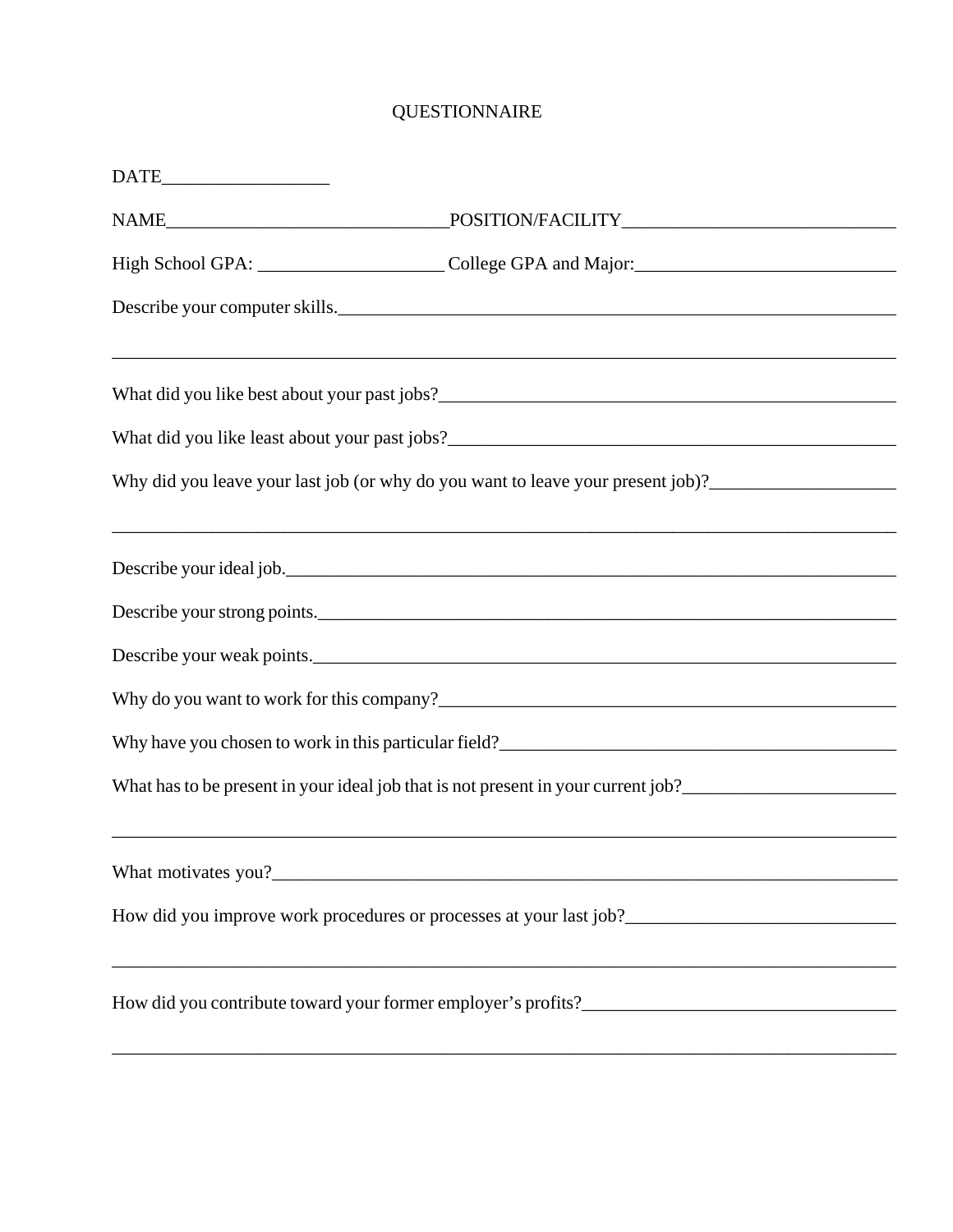# QUESTIONNAIRE

DATE__________________

NAME______________________________POSITION/FACILITY_____________________________

High School GPA: ____________________ College GPA and Major:____________________________

Describe your computer skills.______________________________________________________________

_________________________________________________________________________________________

What did you like best about your past jobs?_____________________________________________________

What did you like least about your past jobs?____________________________________________________

Why did you leave your last job (or why do you want to leave your present job)?____________________

_________________________________________________________________________________________

Describe your ideal job.___________________________________________________________________

Describe your strong points._________________________________________________________________

Describe your weak points.__________________________________________________________________

Why do you want to work for this company?_____________________________________________________

Why have you chosen to work in this particular field?______________________________________________

What has to be present in your ideal job that is not present in your current job?_______________________

_________________________________________________________________________________________

What motivates you?______________________________________________________________________

How did you improve work procedures or processes at your last job?_____________________________

_________________________________________________________________________________________

How did you contribute toward your former employer's profits?__________________________________

_________________________________________________________________________________________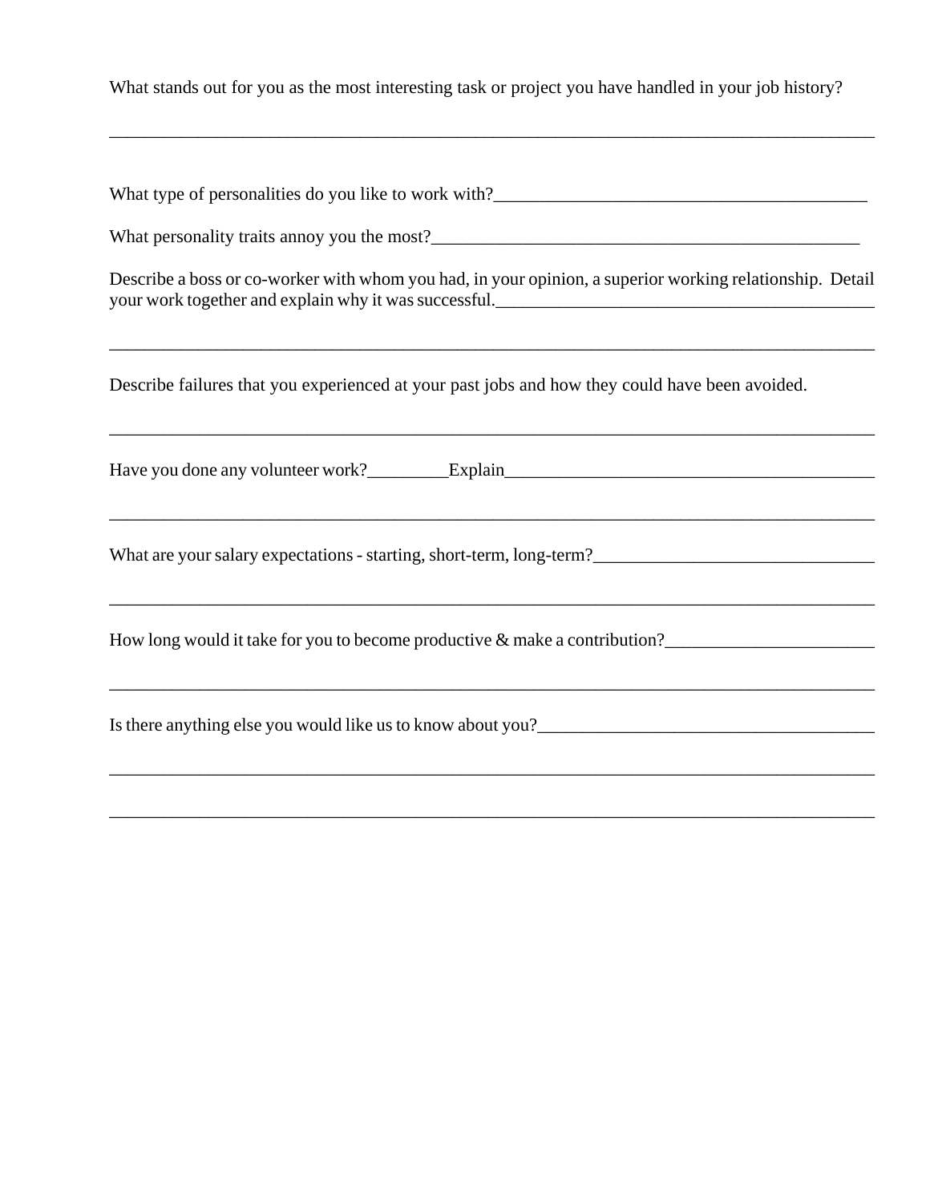What stands out for you as the most interesting task or project you have handled in your job history?

_______________________________________________________________________________

What type of personalities do you like to work with?___________________________________________

What personality traits annoy you the most?_________________________________________________

Describe a boss or co-worker with whom you had, in your opinion, a superior working relationship. Detail your work together and explain why it was successful.___________________________________________

_______________________________________________________________________________

Describe failures that you experienced at your past jobs and how they could have been avoided.

_______________________________________________________________________________

Have you done any volunteer work?_________Explain__________________________________________

_______________________________________________________________________________

What are your salary expectations - starting, short-term, long-term?________________________________

_______________________________________________________________________________

How long would it take for you to become productive & make a contribution?_______________________

_______________________________________________________________________________

Is there anything else you would like us to know about you?______________________________________

_______________________________________________________________________________

_______________________________________________________________________________